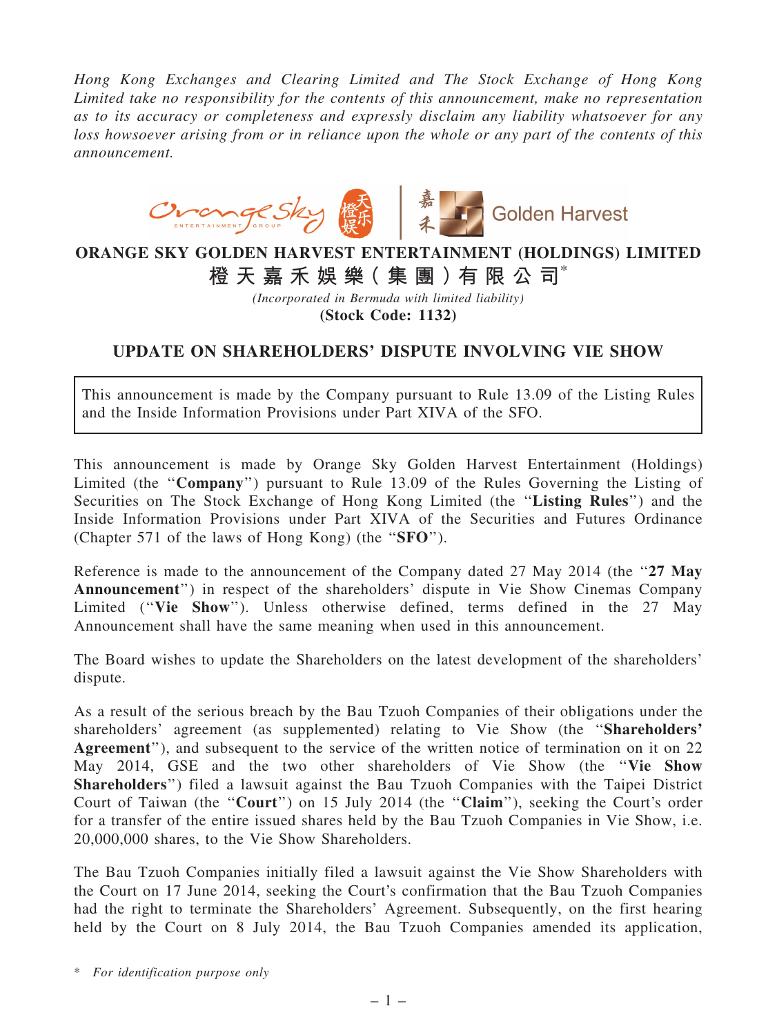*Hong Kong Exchanges and Clearing Limited and The Stock Exchange of Hong Kong Limited take no responsibility for the contents of this announcement, make no representation as to its accuracy or completeness and expressly disclaim any liability whatsoever for any loss howsoever arising from or in reliance upon the whole or any part of the contents of this announcement.*

# ORANGE SKY GOLDEN HARVEST ENTERTAINMENT (HOLDINGS) LIMITED

# 橙天嘉禾娛樂(集團)有限公司*

*(Incorporated in Bermuda with limited liability)*

**(Stock Code: 1132)**

## UPDATE ON SHAREHOLDERS' DISPUTE INVOLVING VIE SHOW

This announcement is made by the Company pursuant to Rule 13.09 of the Listing Rules and the Inside Information Provisions under Part XIVA of the SFO.

This announcement is made by Orange Sky Golden Harvest Entertainment (Holdings) Limited (the "**Company**") pursuant to Rule 13.09 of the Rules Governing the Listing of Securities on The Stock Exchange of Hong Kong Limited (the "**Listing Rules**") and the Inside Information Provisions under Part XIVA of the Securities and Futures Ordinance (Chapter 571 of the laws of Hong Kong) (the "**SFO**").

Reference is made to the announcement of the Company dated 27 May 2014 (the "**27 May Announcement**") in respect of the shareholders' dispute in Vie Show Cinemas Company Limited ("**Vie Show**"). Unless otherwise defined, terms defined in the 27 May Announcement shall have the same meaning when used in this announcement.

The Board wishes to update the Shareholders on the latest development of the shareholders' dispute.

As a result of the serious breach by the Bau Tzuoh Companies of their obligations under the shareholders' agreement (as supplemented) relating to Vie Show (the "**Shareholders' Agreement**"), and subsequent to the service of the written notice of termination on it on 22 May 2014, GSE and the two other shareholders of Vie Show (the "**Vie Show Shareholders**") filed a lawsuit against the Bau Tzuoh Companies with the Taipei District Court of Taiwan (the "**Court**") on 15 July 2014 (the "**Claim**"), seeking the Court's order for a transfer of the entire issued shares held by the Bau Tzuoh Companies in Vie Show, i.e. 20,000,000 shares, to the Vie Show Shareholders.

The Bau Tzuoh Companies initially filed a lawsuit against the Vie Show Shareholders with the Court on 17 June 2014, seeking the Court's confirmation that the Bau Tzuoh Companies had the right to terminate the Shareholders' Agreement. Subsequently, on the first hearing held by the Court on 8 July 2014, the Bau Tzuoh Companies amended its application,

\* *For identification purpose only*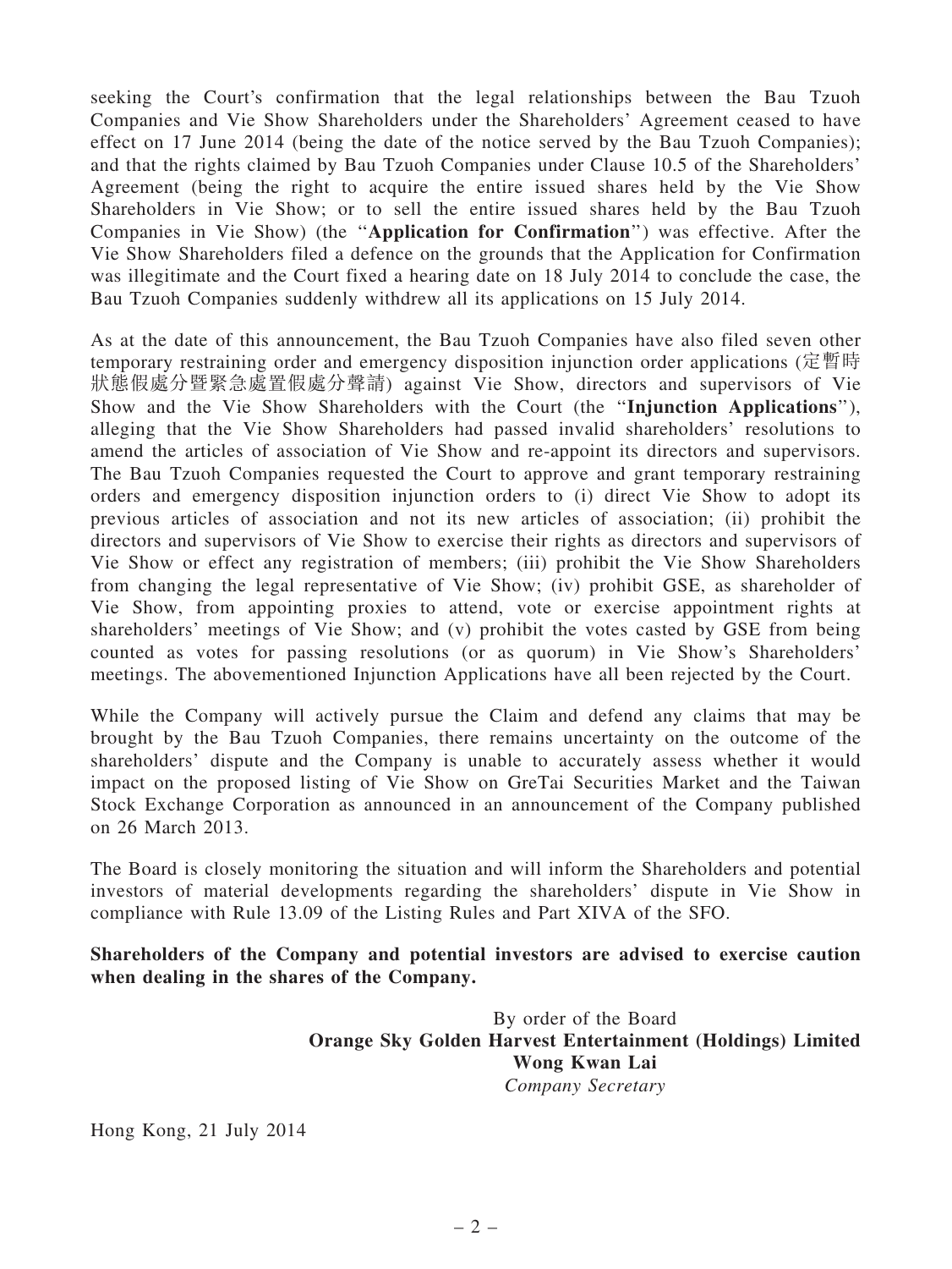seeking the Court's confirmation that the legal relationships between the Bau Tzuoh Companies and Vie Show Shareholders under the Shareholders' Agreement ceased to have effect on 17 June 2014 (being the date of the notice served by the Bau Tzuoh Companies); and that the rights claimed by Bau Tzuoh Companies under Clause 10.5 of the Shareholders' Agreement (being the right to acquire the entire issued shares held by the Vie Show Shareholders in Vie Show; or to sell the entire issued shares held by the Bau Tzuoh Companies in Vie Show) (the "**Application for Confirmation**") was effective. After the Vie Show Shareholders filed a defence on the grounds that the Application for Confirmation was illegitimate and the Court fixed a hearing date on 18 July 2014 to conclude the case, the Bau Tzuoh Companies suddenly withdrew all its applications on 15 July 2014.

As at the date of this announcement, the Bau Tzuoh Companies have also filed seven other temporary restraining order and emergency disposition injunction order applications (定暫時狀態假處分暨緊急處置假處分聲請) against Vie Show, directors and supervisors of Vie Show and the Vie Show Shareholders with the Court (the "**Injunction Applications**"), alleging that the Vie Show Shareholders had passed invalid shareholders' resolutions to amend the articles of association of Vie Show and re-appoint its directors and supervisors. The Bau Tzuoh Companies requested the Court to approve and grant temporary restraining orders and emergency disposition injunction orders to (i) direct Vie Show to adopt its previous articles of association and not its new articles of association; (ii) prohibit the directors and supervisors of Vie Show to exercise their rights as directors and supervisors of Vie Show or effect any registration of members; (iii) prohibit the Vie Show Shareholders from changing the legal representative of Vie Show; (iv) prohibit GSE, as shareholder of Vie Show, from appointing proxies to attend, vote or exercise appointment rights at shareholders' meetings of Vie Show; and (v) prohibit the votes casted by GSE from being counted as votes for passing resolutions (or as quorum) in Vie Show's Shareholders' meetings. The abovementioned Injunction Applications have all been rejected by the Court.

While the Company will actively pursue the Claim and defend any claims that may be brought by the Bau Tzuoh Companies, there remains uncertainty on the outcome of the shareholders' dispute and the Company is unable to accurately assess whether it would impact on the proposed listing of Vie Show on GreTai Securities Market and the Taiwan Stock Exchange Corporation as announced in an announcement of the Company published on 26 March 2013.

The Board is closely monitoring the situation and will inform the Shareholders and potential investors of material developments regarding the shareholders' dispute in Vie Show in compliance with Rule 13.09 of the Listing Rules and Part XIVA of the SFO.

**Shareholders of the Company and potential investors are advised to exercise caution when dealing in the shares of the Company.**

By order of the Board
**Orange Sky Golden Harvest Entertainment (Holdings) Limited**
**Wong Kwan Lai**
*Company Secretary*

Hong Kong, 21 July 2014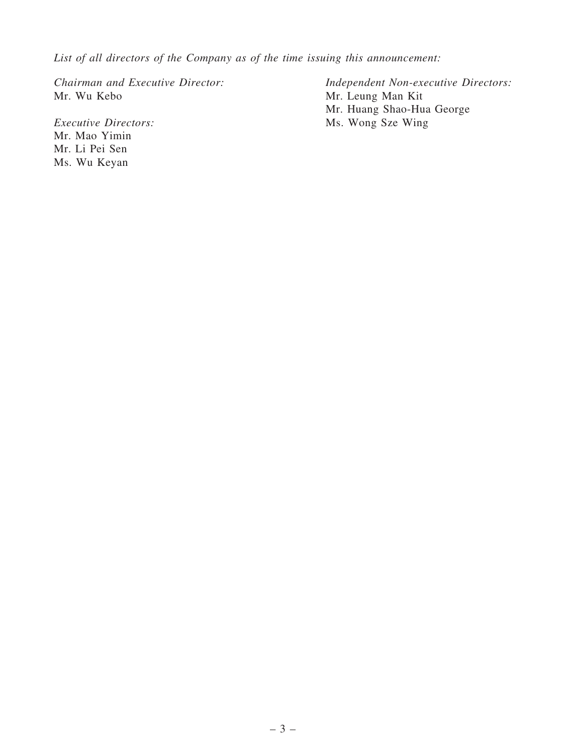*List of all directors of the Company as of the time issuing this announcement:*

*Chairman and Executive Director:*
Mr. Wu Kebo

*Executive Directors:*
Mr. Mao Yimin
Mr. Li Pei Sen
Ms. Wu Keyan

*Independent Non-executive Directors:*
Mr. Leung Man Kit
Mr. Huang Shao-Hua George
Ms. Wong Sze Wing